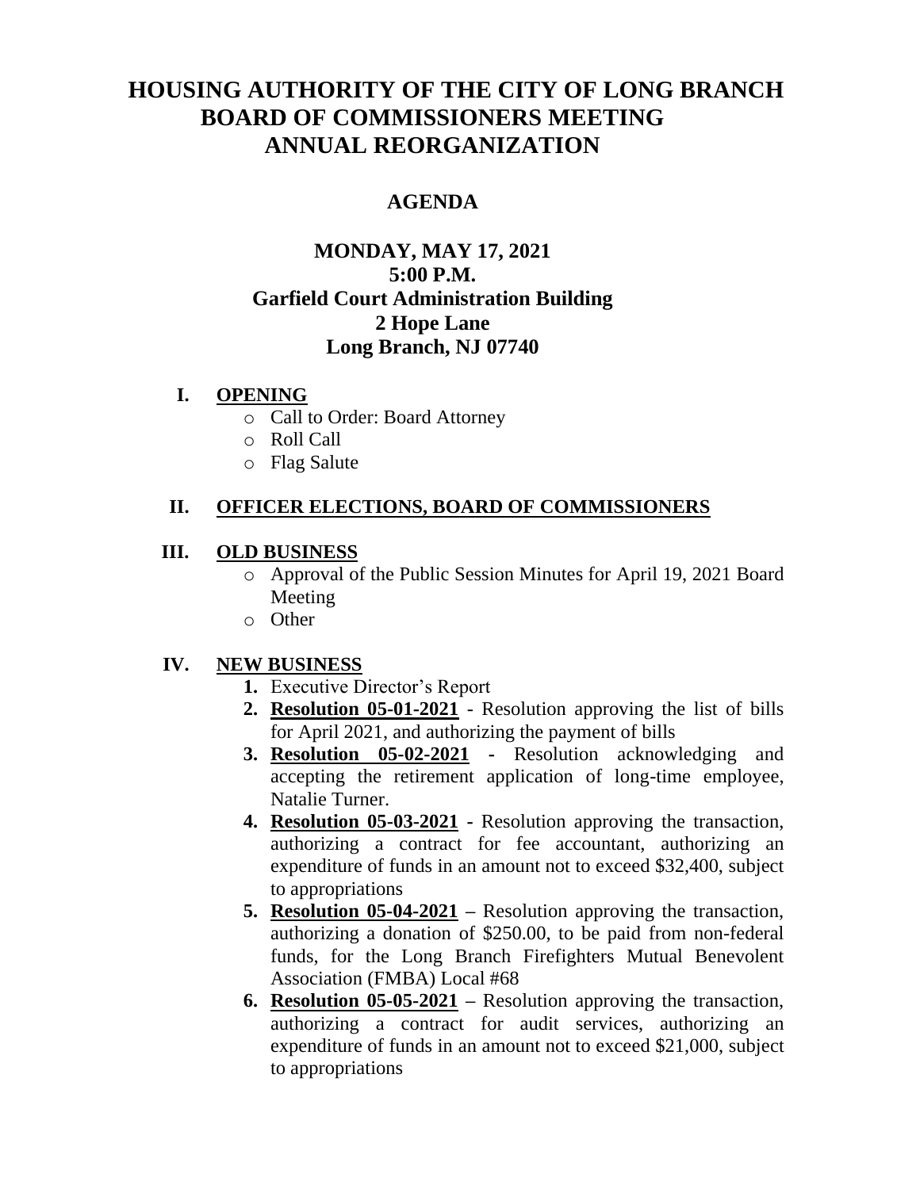# HOUSING AUTHORITY OF THE CITY OF LONG BRANCH BOARD OF COMMISSIONERS MEETING ANNUAL REORGANIZATION

## AGENDA

**MONDAY, MAY 17, 2021**
**5:00 P.M.**
**Garfield Court Administration Building**
**2 Hope Lane**
**Long Branch, NJ 07740**

**I. OPENING**

- Call to Order: Board Attorney
- Roll Call
- Flag Salute

**II. OFFICER ELECTIONS, BOARD OF COMMISSIONERS**

**III. OLD BUSINESS**

- Approval of the Public Session Minutes for April 19, 2021 Board Meeting
- Other

**IV. NEW BUSINESS**

1. Executive Director's Report
2. **Resolution 05-01-2021** - Resolution approving the list of bills for April 2021, and authorizing the payment of bills
3. **Resolution 05-02-2021** - Resolution acknowledging and accepting the retirement application of long-time employee, Natalie Turner.
4. **Resolution 05-03-2021** - Resolution approving the transaction, authorizing a contract for fee accountant, authorizing an expenditure of funds in an amount not to exceed $32,400, subject to appropriations
5. **Resolution 05-04-2021** – Resolution approving the transaction, authorizing a donation of $250.00, to be paid from non-federal funds, for the Long Branch Firefighters Mutual Benevolent Association (FMBA) Local #68
6. **Resolution 05-05-2021** – Resolution approving the transaction, authorizing a contract for audit services, authorizing an expenditure of funds in an amount not to exceed $21,000, subject to appropriations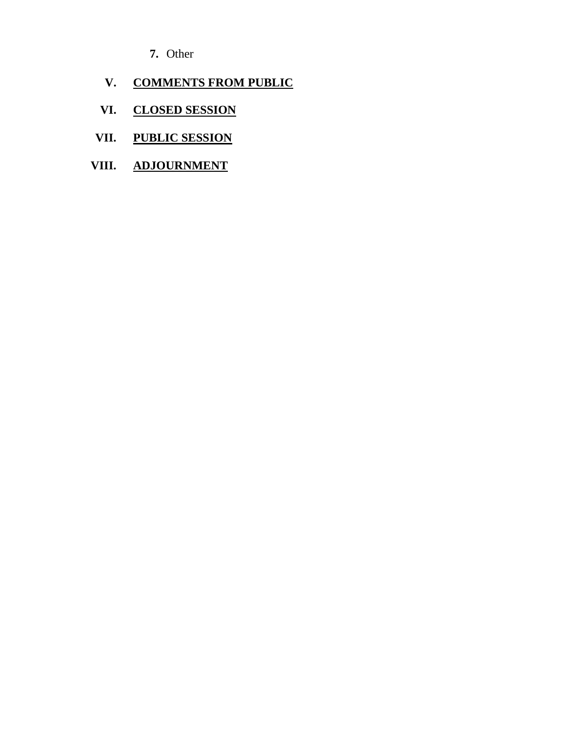**7.** Other

**V. <u>COMMENTS FROM PUBLIC</u>**

**VI. <u>CLOSED SESSION</u>**

**VII. <u>PUBLIC SESSION</u>**

**VIII. <u>ADJOURNMENT</u>**